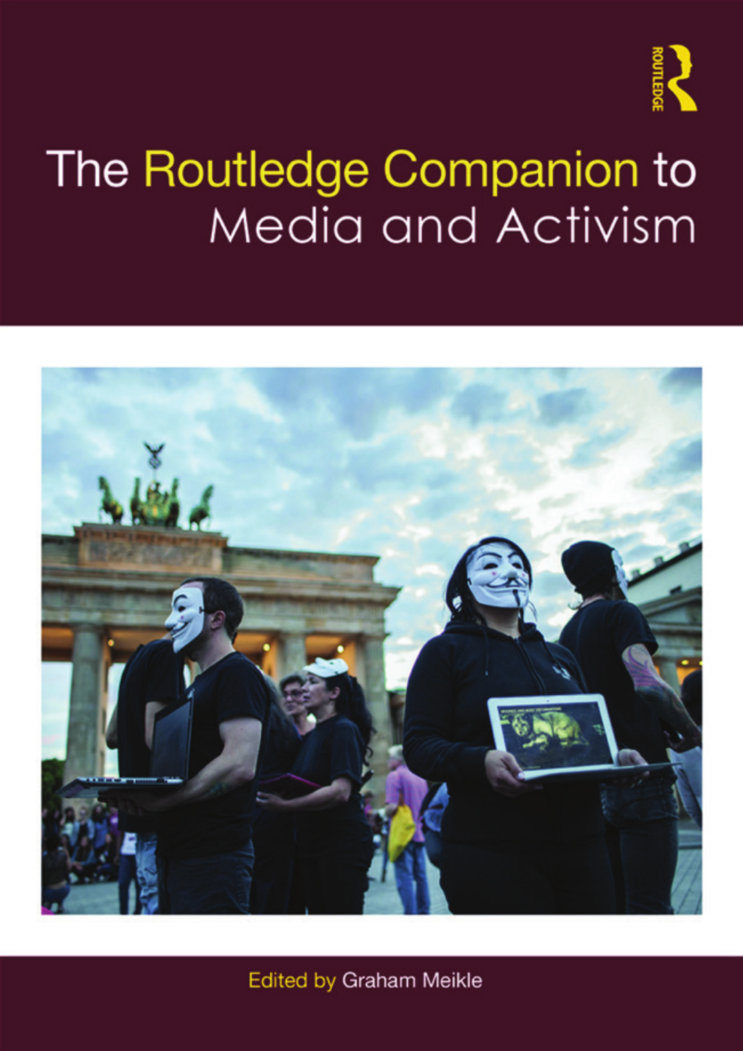# The Routledge Companion to Media and Activism

Edited by Graham Meikle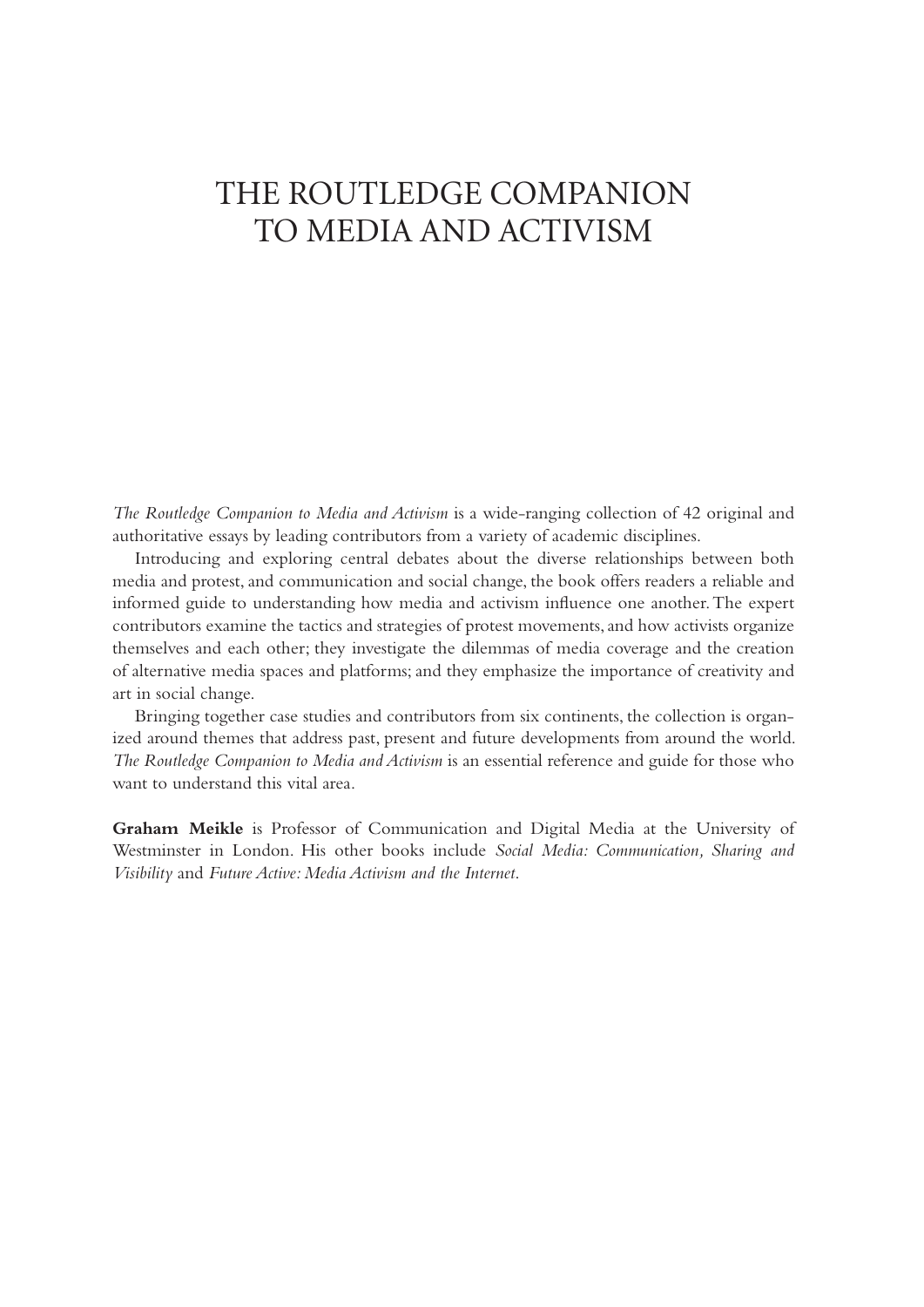# THE ROUTLEDGE COMPANION TO MEDIA AND ACTIVISM

*The Routledge Companion to Media and Activism* is a wide-ranging collection of 42 original and authoritative essays by leading contributors from a variety of academic disciplines.

Introducing and exploring central debates about the diverse relationships between both media and protest, and communication and social change, the book offers readers a reliable and informed guide to understanding how media and activism influence one another. The expert contributors examine the tactics and strategies of protest movements, and how activists organize themselves and each other; they investigate the dilemmas of media coverage and the creation of alternative media spaces and platforms; and they emphasize the importance of creativity and art in social change.

Bringing together case studies and contributors from six continents, the collection is organized around themes that address past, present and future developments from around the world. *The Routledge Companion to Media and Activism* is an essential reference and guide for those who want to understand this vital area.

**Graham Meikle** is Professor of Communication and Digital Media at the University of Westminster in London. His other books include *Social Media: Communication, Sharing and Visibility* and *Future Active: Media Activism and the Internet*.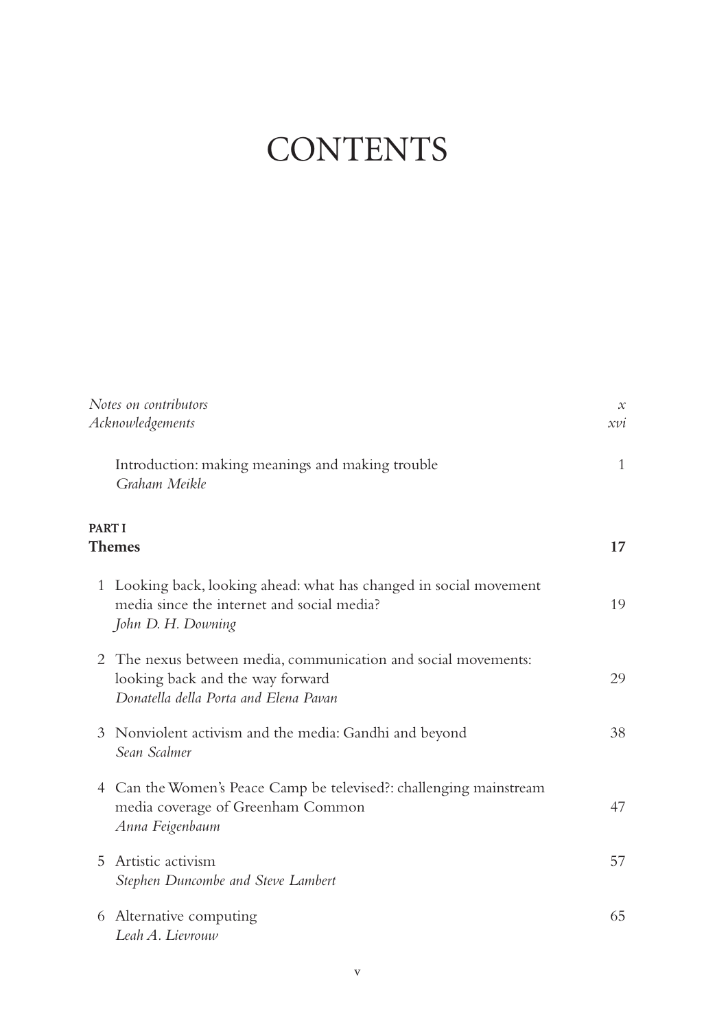# CONTENTS

| | |
|---|---|
| *Notes on contributors* | *x* |
| *Acknowledgements* | *xvi* |
| Introduction: making meanings and making trouble<br>*Graham Meikle* | 1 |
| **PART I**<br>**Themes** | **17** |
| 1 Looking back, looking ahead: what has changed in social movement media since the internet and social media?<br>*John D. H. Downing* | 19 |
| 2 The nexus between media, communication and social movements: looking back and the way forward<br>*Donatella della Porta and Elena Pavan* | 29 |
| 3 Nonviolent activism and the media: Gandhi and beyond<br>*Sean Scalmer* | 38 |
| 4 Can the Women's Peace Camp be televised?: challenging mainstream media coverage of Greenham Common<br>*Anna Feigenbaum* | 47 |
| 5 Artistic activism<br>*Stephen Duncombe and Steve Lambert* | 57 |
| 6 Alternative computing<br>*Leah A. Lievrouw* | 65 |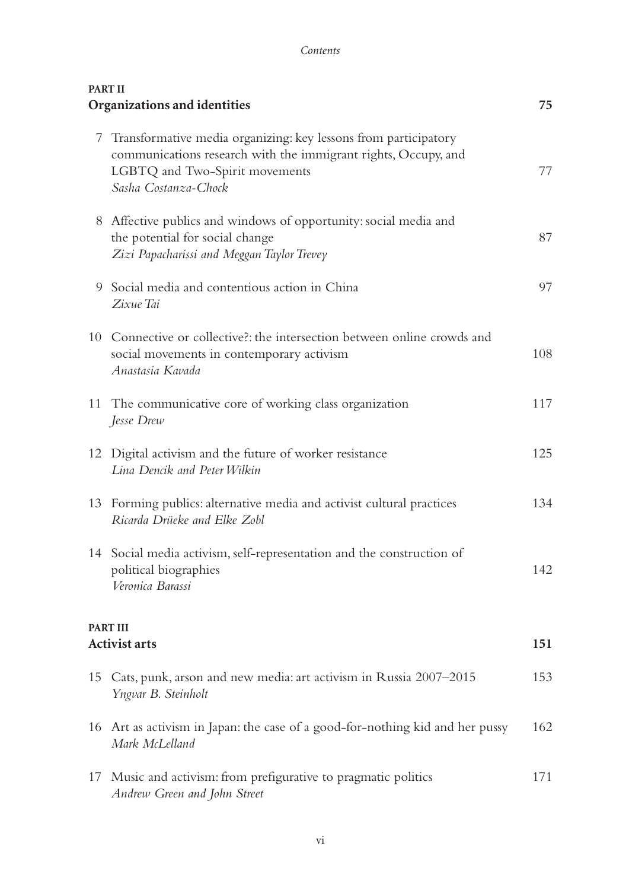**PART II**
**Organizations and identities** 75

7 Transformative media organizing: key lessons from participatory communications research with the immigrant rights, Occupy, and LGBTQ and Two-Spirit movements 77
*Sasha Costanza-Chock*

8 Affective publics and windows of opportunity: social media and the potential for social change 87
*Zizi Papacharissi and Meggan Taylor Trevey*

9 Social media and contentious action in China 97
*Zixue Tai*

10 Connective or collective?: the intersection between online crowds and social movements in contemporary activism 108
*Anastasia Kavada*

11 The communicative core of working class organization 117
*Jesse Drew*

12 Digital activism and the future of worker resistance 125
*Lina Dencik and Peter Wilkin*

13 Forming publics: alternative media and activist cultural practices 134
*Ricarda Drüeke and Elke Zobl*

14 Social media activism, self-representation and the construction of political biographies 142
*Veronica Barassi*

**PART III**
**Activist arts** 151

15 Cats, punk, arson and new media: art activism in Russia 2007–2015 153
*Yngvar B. Steinholt*

16 Art as activism in Japan: the case of a good-for-nothing kid and her pussy 162
*Mark McLelland*

17 Music and activism: from prefigurative to pragmatic politics 171
*Andrew Green and John Street*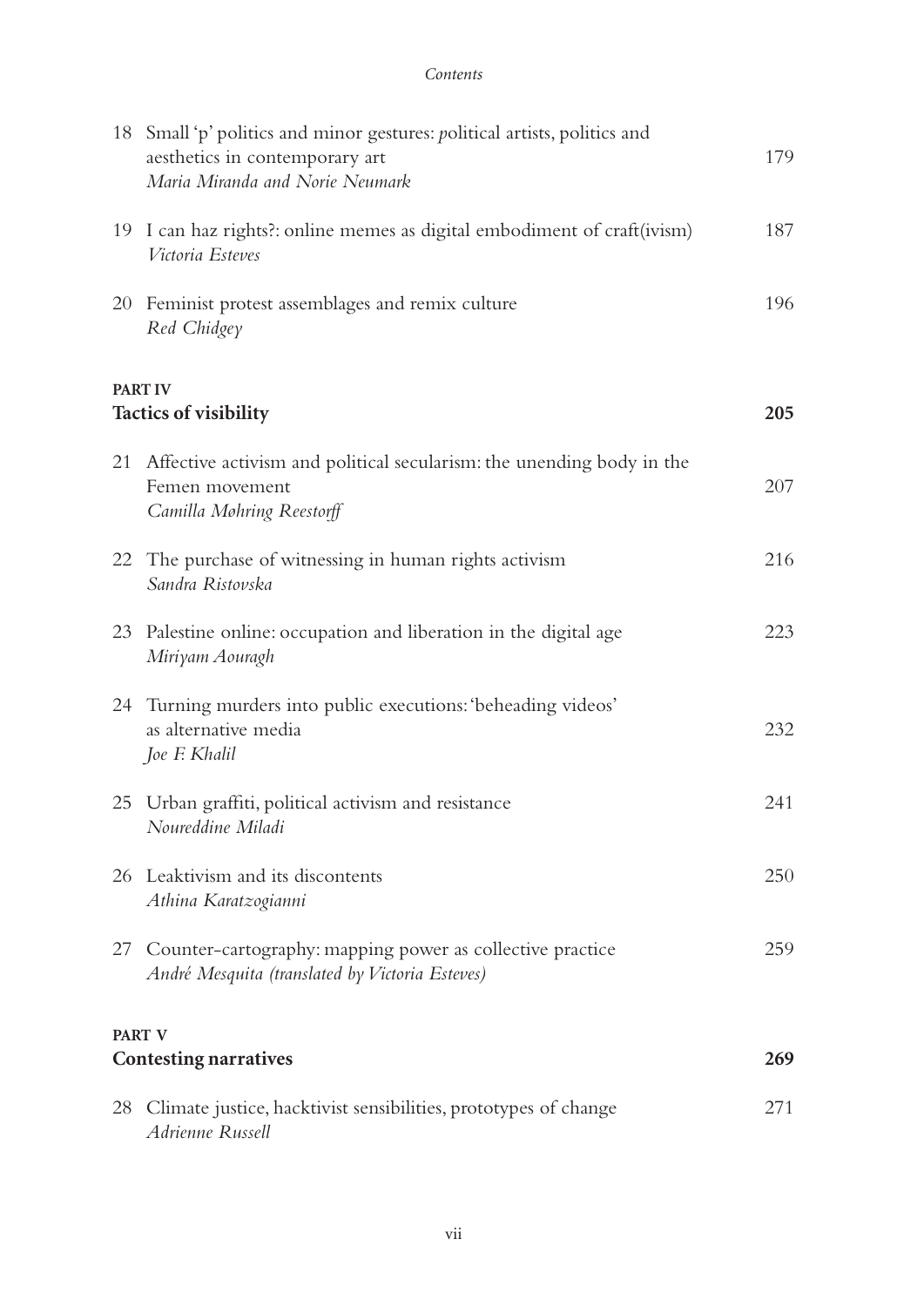18 Small 'p' politics and minor gestures: *p*olitical artists, politics and aesthetics in contemporary art — 179
*Maria Miranda and Norie Neumark*

19 I can haz rights?: online memes as digital embodiment of craft(ivism) — 187
*Victoria Esteves*

20 Feminist protest assemblages and remix culture — 196
*Red Chidgey*

**PART IV**
## Tactics of visibility — 205

21 Affective activism and political secularism: the unending body in the Femen movement — 207
*Camilla Møhring Reestorff*

22 The purchase of witnessing in human rights activism — 216
*Sandra Ristovska*

23 Palestine online: occupation and liberation in the digital age — 223
*Miriyam Aouragh*

24 Turning murders into public executions: 'beheading videos' as alternative media — 232
*Joe F. Khalil*

25 Urban graffiti, political activism and resistance — 241
*Noureddine Miladi*

26 Leaktivism and its discontents — 250
*Athina Karatzogianni*

27 Counter-cartography: mapping power as collective practice — 259
*André Mesquita (translated by Victoria Esteves)*

**PART V**
## Contesting narratives — 269

28 Climate justice, hacktivist sensibilities, prototypes of change — 271
*Adrienne Russell*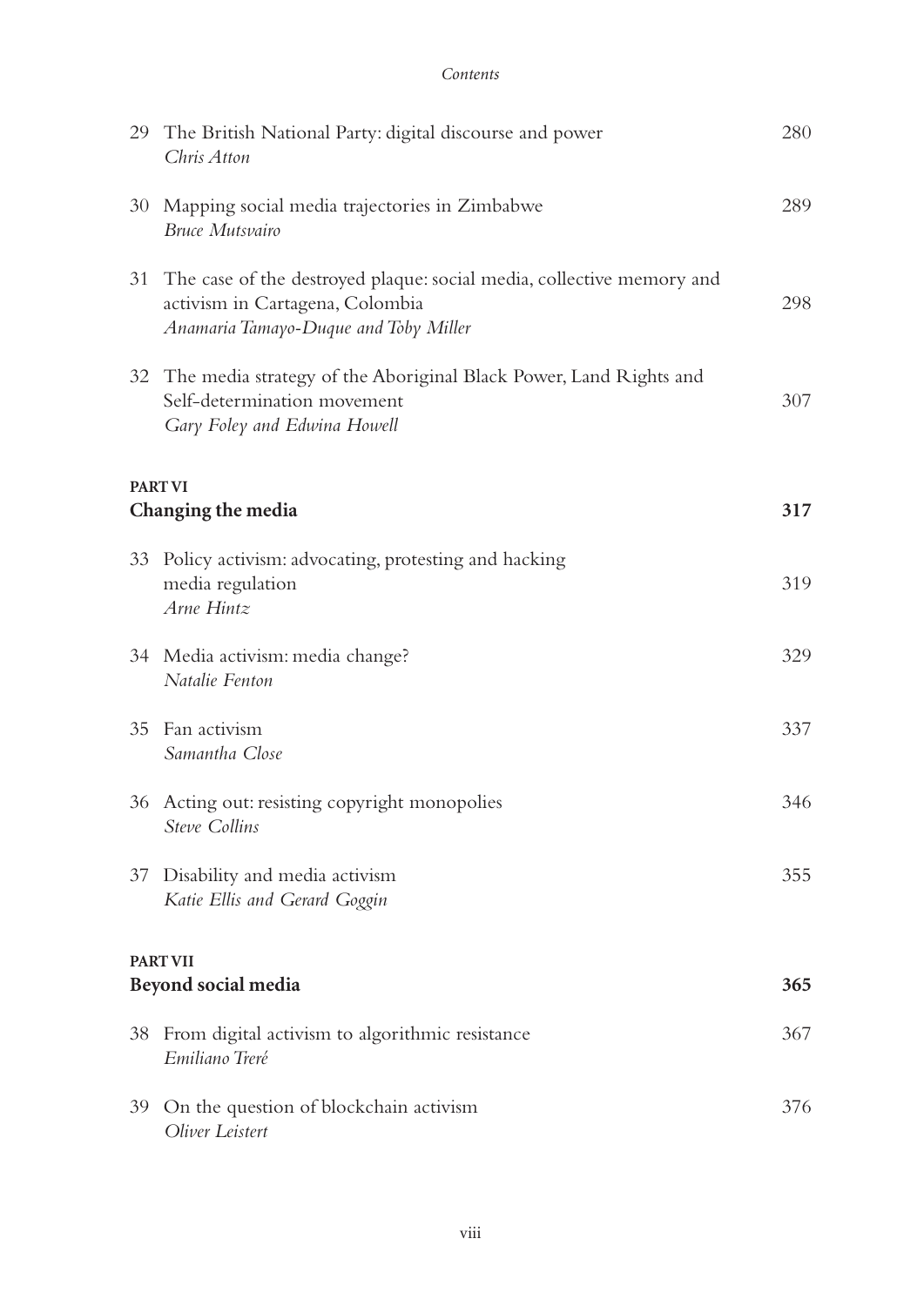29 The British National Party: digital discourse and power — 280
*Chris Atton*

30 Mapping social media trajectories in Zimbabwe — 289
*Bruce Mutsvairo*

31 The case of the destroyed plaque: social media, collective memory and activism in Cartagena, Colombia — 298
*Anamaria Tamayo-Duque and Toby Miller*

32 The media strategy of the Aboriginal Black Power, Land Rights and Self-determination movement — 307
*Gary Foley and Edwina Howell*

**PART VI**
## Changing the media — 317

33 Policy activism: advocating, protesting and hacking media regulation — 319
*Arne Hintz*

34 Media activism: media change? — 329
*Natalie Fenton*

35 Fan activism — 337
*Samantha Close*

36 Acting out: resisting copyright monopolies — 346
*Steve Collins*

37 Disability and media activism — 355
*Katie Ellis and Gerard Goggin*

**PART VII**
## Beyond social media — 365

38 From digital activism to algorithmic resistance — 367
*Emiliano Treré*

39 On the question of blockchain activism — 376
*Oliver Leistert*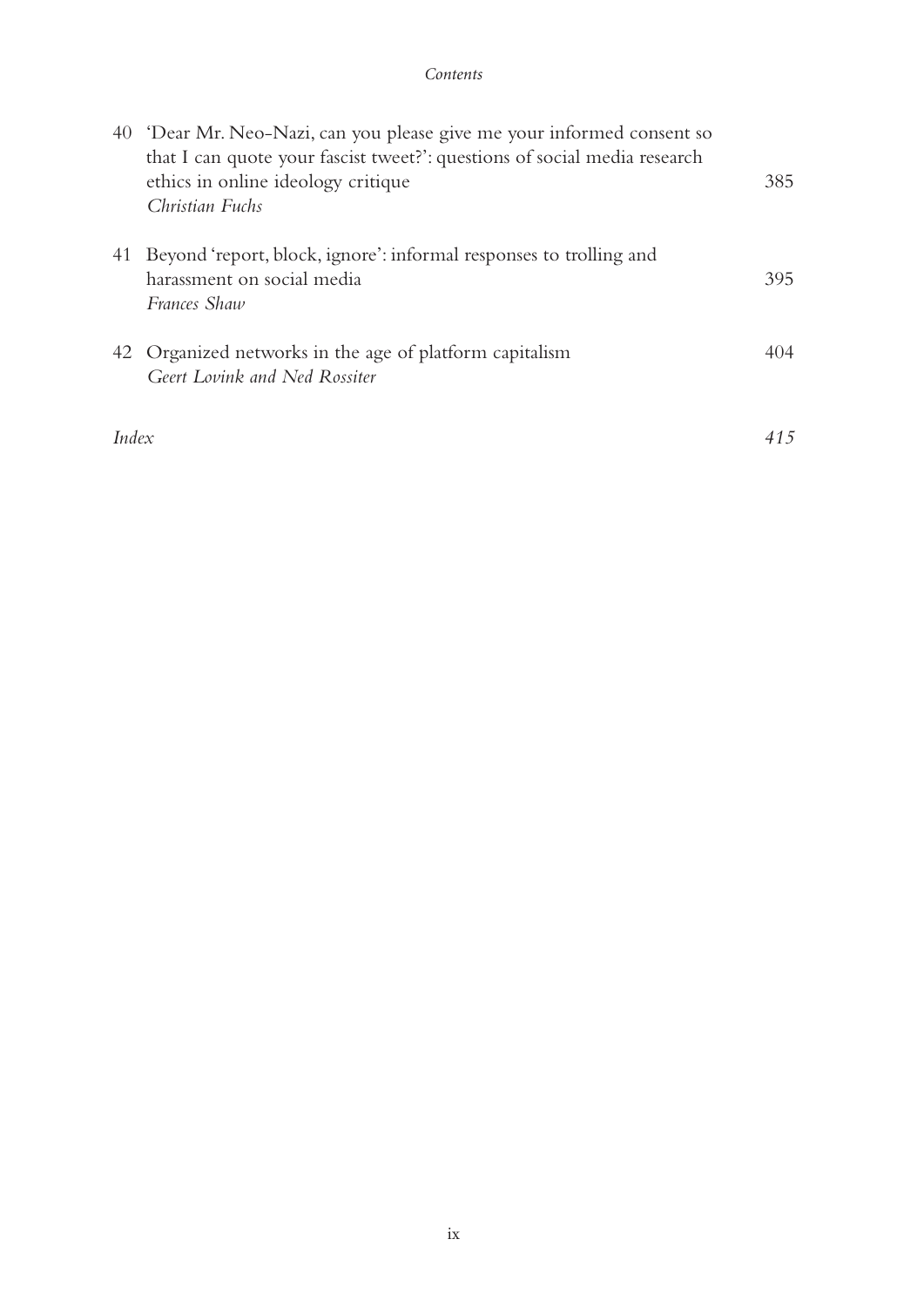40 'Dear Mr. Neo-Nazi, can you please give me your informed consent so that I can quote your fascist tweet?': questions of social media research ethics in online ideology critique — 385
*Christian Fuchs*

41 Beyond 'report, block, ignore': informal responses to trolling and harassment on social media — 395
*Frances Shaw*

42 Organized networks in the age of platform capitalism — 404
*Geert Lovink and Ned Rossiter*

*Index* — *415*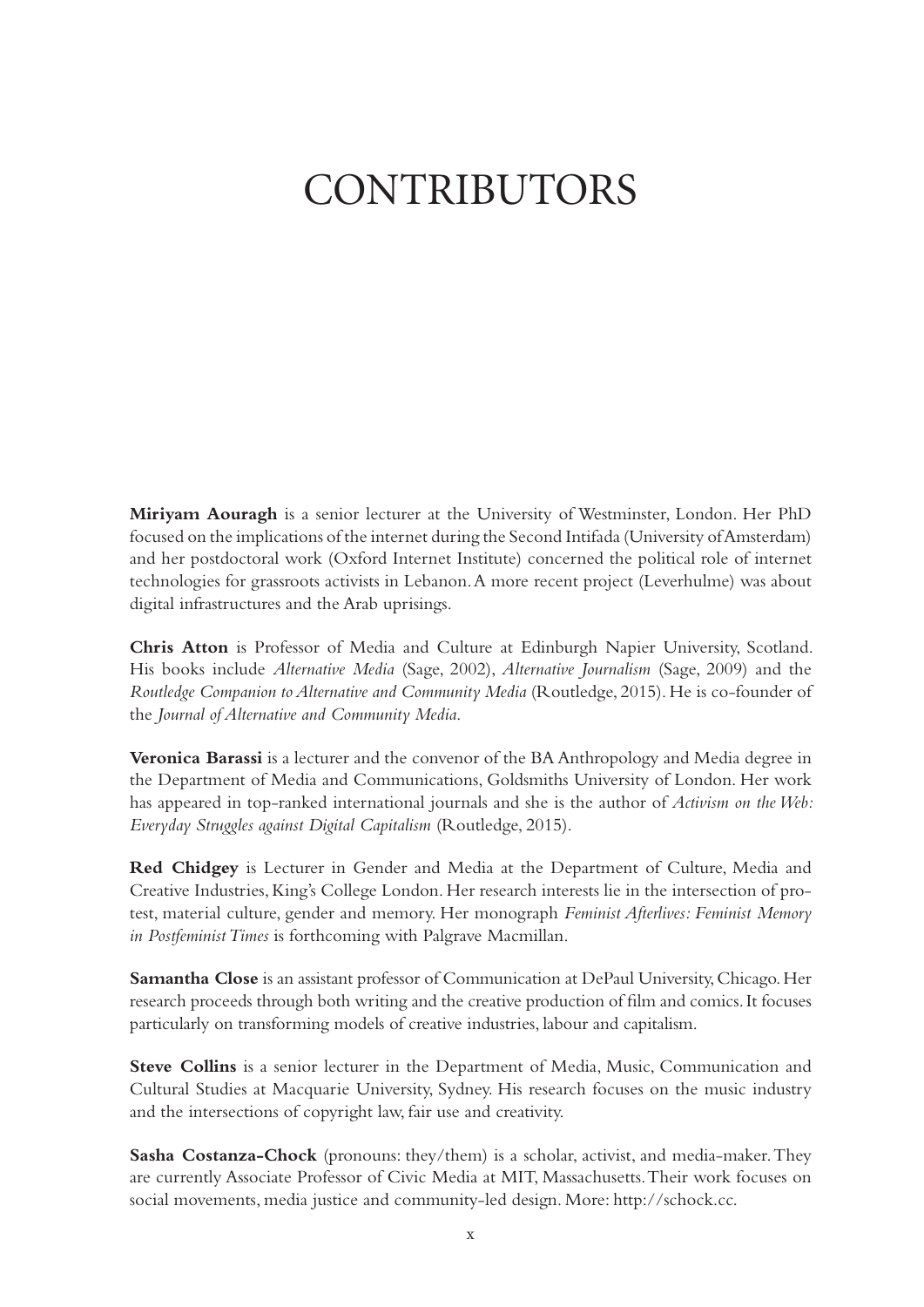# CONTRIBUTORS

**Miriyam Aouragh** is a senior lecturer at the University of Westminster, London. Her PhD focused on the implications of the internet during the Second Intifada (University of Amsterdam) and her postdoctoral work (Oxford Internet Institute) concerned the political role of internet technologies for grassroots activists in Lebanon. A more recent project (Leverhulme) was about digital infrastructures and the Arab uprisings.

**Chris Atton** is Professor of Media and Culture at Edinburgh Napier University, Scotland. His books include *Alternative Media* (Sage, 2002), *Alternative Journalism* (Sage, 2009) and the *Routledge Companion to Alternative and Community Media* (Routledge, 2015). He is co-founder of the *Journal of Alternative and Community Media*.

**Veronica Barassi** is a lecturer and the convenor of the BA Anthropology and Media degree in the Department of Media and Communications, Goldsmiths University of London. Her work has appeared in top-ranked international journals and she is the author of *Activism on the Web: Everyday Struggles against Digital Capitalism* (Routledge, 2015).

**Red Chidgey** is Lecturer in Gender and Media at the Department of Culture, Media and Creative Industries, King's College London. Her research interests lie in the intersection of protest, material culture, gender and memory. Her monograph *Feminist Afterlives: Feminist Memory in Postfeminist Times* is forthcoming with Palgrave Macmillan.

**Samantha Close** is an assistant professor of Communication at DePaul University, Chicago. Her research proceeds through both writing and the creative production of film and comics. It focuses particularly on transforming models of creative industries, labour and capitalism.

**Steve Collins** is a senior lecturer in the Department of Media, Music, Communication and Cultural Studies at Macquarie University, Sydney. His research focuses on the music industry and the intersections of copyright law, fair use and creativity.

**Sasha Costanza-Chock** (pronouns: they/them) is a scholar, activist, and media-maker. They are currently Associate Professor of Civic Media at MIT, Massachusetts. Their work focuses on social movements, media justice and community-led design. More: http://schock.cc.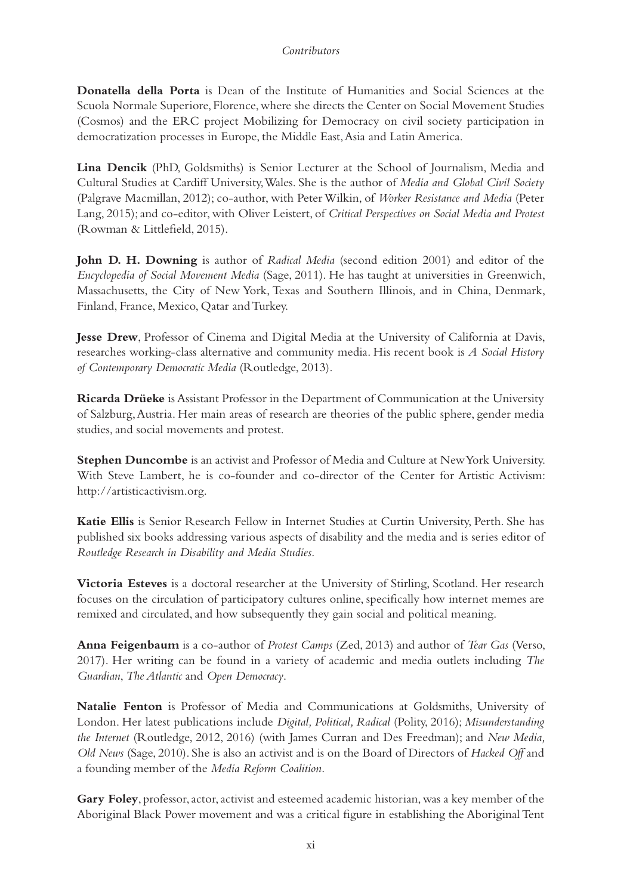**Donatella della Porta** is Dean of the Institute of Humanities and Social Sciences at the Scuola Normale Superiore, Florence, where she directs the Center on Social Movement Studies (Cosmos) and the ERC project Mobilizing for Democracy on civil society participation in democratization processes in Europe, the Middle East, Asia and Latin America.

**Lina Dencik** (PhD, Goldsmiths) is Senior Lecturer at the School of Journalism, Media and Cultural Studies at Cardiff University, Wales. She is the author of *Media and Global Civil Society* (Palgrave Macmillan, 2012); co-author, with Peter Wilkin, of *Worker Resistance and Media* (Peter Lang, 2015); and co-editor, with Oliver Leistert, of *Critical Perspectives on Social Media and Protest* (Rowman & Littlefield, 2015).

**John D. H. Downing** is author of *Radical Media* (second edition 2001) and editor of the *Encyclopedia of Social Movement Media* (Sage, 2011). He has taught at universities in Greenwich, Massachusetts, the City of New York, Texas and Southern Illinois, and in China, Denmark, Finland, France, Mexico, Qatar and Turkey.

**Jesse Drew**, Professor of Cinema and Digital Media at the University of California at Davis, researches working-class alternative and community media. His recent book is *A Social History of Contemporary Democratic Media* (Routledge, 2013).

**Ricarda Drüeke** is Assistant Professor in the Department of Communication at the University of Salzburg, Austria. Her main areas of research are theories of the public sphere, gender media studies, and social movements and protest.

**Stephen Duncombe** is an activist and Professor of Media and Culture at New York University. With Steve Lambert, he is co-founder and co-director of the Center for Artistic Activism: http://artisticactivism.org.

**Katie Ellis** is Senior Research Fellow in Internet Studies at Curtin University, Perth. She has published six books addressing various aspects of disability and the media and is series editor of *Routledge Research in Disability and Media Studies*.

**Victoria Esteves** is a doctoral researcher at the University of Stirling, Scotland. Her research focuses on the circulation of participatory cultures online, specifically how internet memes are remixed and circulated, and how subsequently they gain social and political meaning.

**Anna Feigenbaum** is a co-author of *Protest Camps* (Zed, 2013) and author of *Tear Gas* (Verso, 2017). Her writing can be found in a variety of academic and media outlets including *The Guardian*, *The Atlantic* and *Open Democracy*.

**Natalie Fenton** is Professor of Media and Communications at Goldsmiths, University of London. Her latest publications include *Digital, Political, Radical* (Polity, 2016); *Misunderstanding the Internet* (Routledge, 2012, 2016) (with James Curran and Des Freedman); and *New Media, Old News* (Sage, 2010). She is also an activist and is on the Board of Directors of *Hacked Off* and a founding member of the *Media Reform Coalition*.

**Gary Foley**, professor, actor, activist and esteemed academic historian, was a key member of the Aboriginal Black Power movement and was a critical figure in establishing the Aboriginal Tent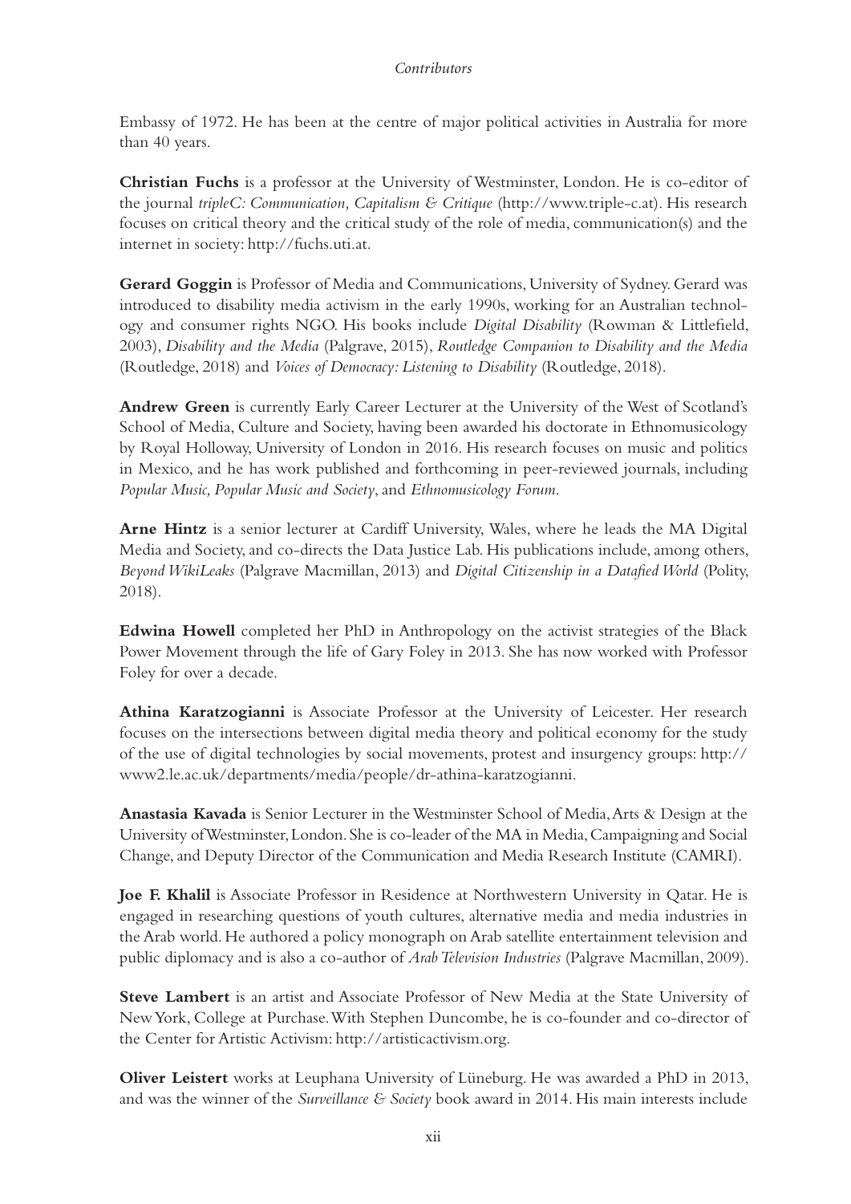Embassy of 1972. He has been at the centre of major political activities in Australia for more than 40 years.

**Christian Fuchs** is a professor at the University of Westminster, London. He is co-editor of the journal *tripleC: Communication, Capitalism & Critique* (http://www.triple-c.at). His research focuses on critical theory and the critical study of the role of media, communication(s) and the internet in society: http://fuchs.uti.at.

**Gerard Goggin** is Professor of Media and Communications, University of Sydney. Gerard was introduced to disability media activism in the early 1990s, working for an Australian technology and consumer rights NGO. His books include *Digital Disability* (Rowman & Littlefield, 2003), *Disability and the Media* (Palgrave, 2015), *Routledge Companion to Disability and the Media* (Routledge, 2018) and *Voices of Democracy: Listening to Disability* (Routledge, 2018).

**Andrew Green** is currently Early Career Lecturer at the University of the West of Scotland's School of Media, Culture and Society, having been awarded his doctorate in Ethnomusicology by Royal Holloway, University of London in 2016. His research focuses on music and politics in Mexico, and he has work published and forthcoming in peer-reviewed journals, including *Popular Music, Popular Music and Society*, and *Ethnomusicology Forum*.

**Arne Hintz** is a senior lecturer at Cardiff University, Wales, where he leads the MA Digital Media and Society, and co-directs the Data Justice Lab. His publications include, among others, *Beyond WikiLeaks* (Palgrave Macmillan, 2013) and *Digital Citizenship in a Datafied World* (Polity, 2018).

**Edwina Howell** completed her PhD in Anthropology on the activist strategies of the Black Power Movement through the life of Gary Foley in 2013. She has now worked with Professor Foley for over a decade.

**Athina Karatzogianni** is Associate Professor at the University of Leicester. Her research focuses on the intersections between digital media theory and political economy for the study of the use of digital technologies by social movements, protest and insurgency groups: http://www2.le.ac.uk/departments/media/people/dr-athina-karatzogianni.

**Anastasia Kavada** is Senior Lecturer in the Westminster School of Media, Arts & Design at the University of Westminster, London. She is co-leader of the MA in Media, Campaigning and Social Change, and Deputy Director of the Communication and Media Research Institute (CAMRI).

**Joe F. Khalil** is Associate Professor in Residence at Northwestern University in Qatar. He is engaged in researching questions of youth cultures, alternative media and media industries in the Arab world. He authored a policy monograph on Arab satellite entertainment television and public diplomacy and is also a co-author of *Arab Television Industries* (Palgrave Macmillan, 2009).

**Steve Lambert** is an artist and Associate Professor of New Media at the State University of New York, College at Purchase. With Stephen Duncombe, he is co-founder and co-director of the Center for Artistic Activism: http://artisticactivism.org.

**Oliver Leistert** works at Leuphana University of Lüneburg. He was awarded a PhD in 2013, and was the winner of the *Surveillance & Society* book award in 2014. His main interests include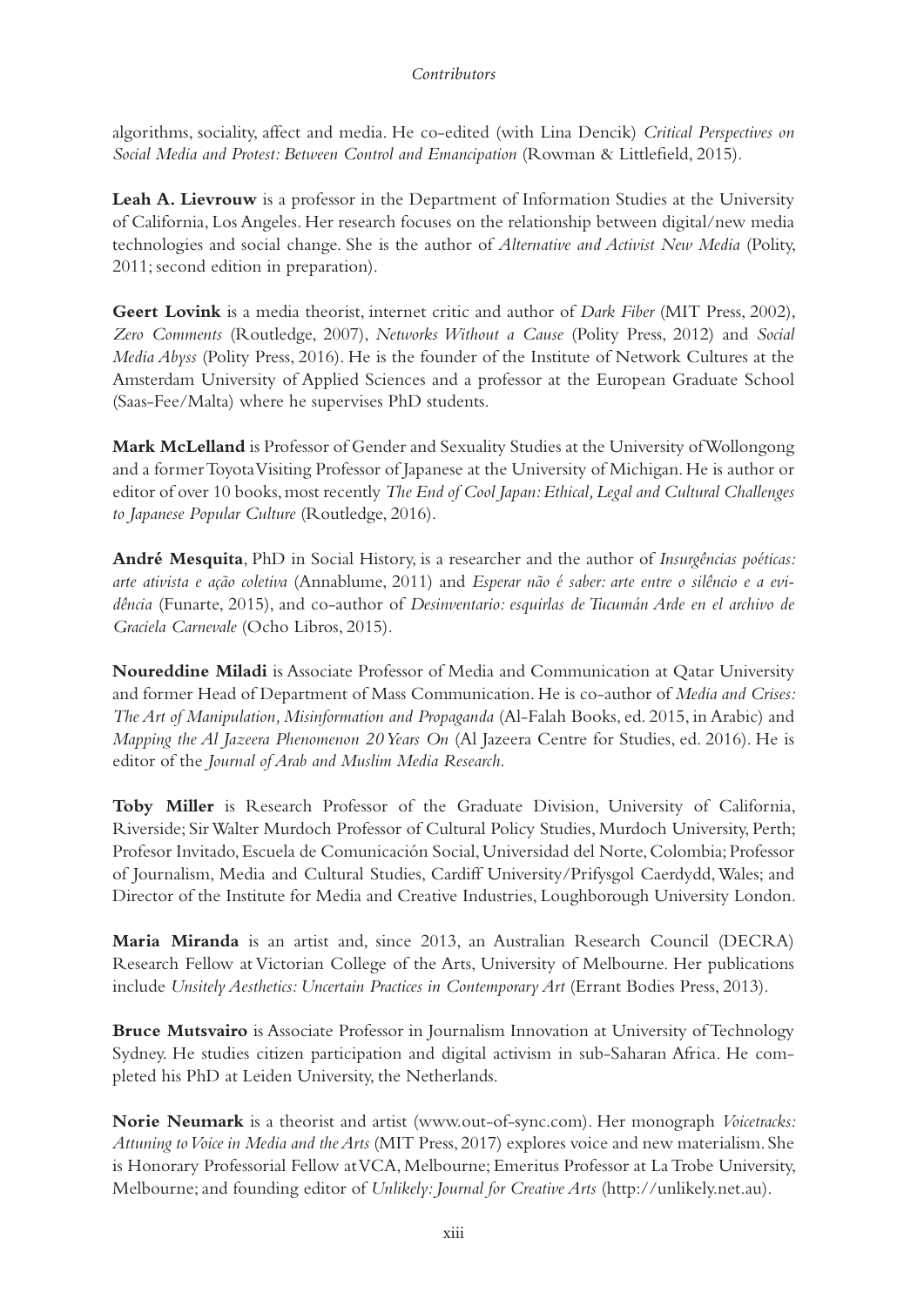algorithms, sociality, affect and media. He co-edited (with Lina Dencik) *Critical Perspectives on Social Media and Protest: Between Control and Emancipation* (Rowman & Littlefield, 2015).

**Leah A. Lievrouw** is a professor in the Department of Information Studies at the University of California, Los Angeles. Her research focuses on the relationship between digital/new media technologies and social change. She is the author of *Alternative and Activist New Media* (Polity, 2011; second edition in preparation).

**Geert Lovink** is a media theorist, internet critic and author of *Dark Fiber* (MIT Press, 2002), *Zero Comments* (Routledge, 2007), *Networks Without a Cause* (Polity Press, 2012) and *Social Media Abyss* (Polity Press, 2016). He is the founder of the Institute of Network Cultures at the Amsterdam University of Applied Sciences and a professor at the European Graduate School (Saas-Fee/Malta) where he supervises PhD students.

**Mark McLelland** is Professor of Gender and Sexuality Studies at the University of Wollongong and a former Toyota Visiting Professor of Japanese at the University of Michigan. He is author or editor of over 10 books, most recently *The End of Cool Japan: Ethical, Legal and Cultural Challenges to Japanese Popular Culture* (Routledge, 2016).

**André Mesquita**, PhD in Social History, is a researcher and the author of *Insurgências poéticas: arte ativista e ação coletiva* (Annablume, 2011) and *Esperar não é saber: arte entre o silêncio e a evidência* (Funarte, 2015), and co-author of *Desinventario: esquirlas de Tucumán Arde en el archivo de Graciela Carnevale* (Ocho Libros, 2015).

**Noureddine Miladi** is Associate Professor of Media and Communication at Qatar University and former Head of Department of Mass Communication. He is co-author of *Media and Crises: The Art of Manipulation, Misinformation and Propaganda* (Al-Falah Books, ed. 2015, in Arabic) and *Mapping the Al Jazeera Phenomenon 20 Years On* (Al Jazeera Centre for Studies, ed. 2016). He is editor of the *Journal of Arab and Muslim Media Research*.

**Toby Miller** is Research Professor of the Graduate Division, University of California, Riverside; Sir Walter Murdoch Professor of Cultural Policy Studies, Murdoch University, Perth; Profesor Invitado, Escuela de Comunicación Social, Universidad del Norte, Colombia; Professor of Journalism, Media and Cultural Studies, Cardiff University/Prifysgol Caerdydd, Wales; and Director of the Institute for Media and Creative Industries, Loughborough University London.

**Maria Miranda** is an artist and, since 2013, an Australian Research Council (DECRA) Research Fellow at Victorian College of the Arts, University of Melbourne. Her publications include *Unsitely Aesthetics: Uncertain Practices in Contemporary Art* (Errant Bodies Press, 2013).

**Bruce Mutsvairo** is Associate Professor in Journalism Innovation at University of Technology Sydney. He studies citizen participation and digital activism in sub-Saharan Africa. He completed his PhD at Leiden University, the Netherlands.

**Norie Neumark** is a theorist and artist (www.out-of-sync.com). Her monograph *Voicetracks: Attuning to Voice in Media and the Arts* (MIT Press, 2017) explores voice and new materialism. She is Honorary Professorial Fellow at VCA, Melbourne; Emeritus Professor at La Trobe University, Melbourne; and founding editor of *Unlikely: Journal for Creative Arts* (http://unlikely.net.au).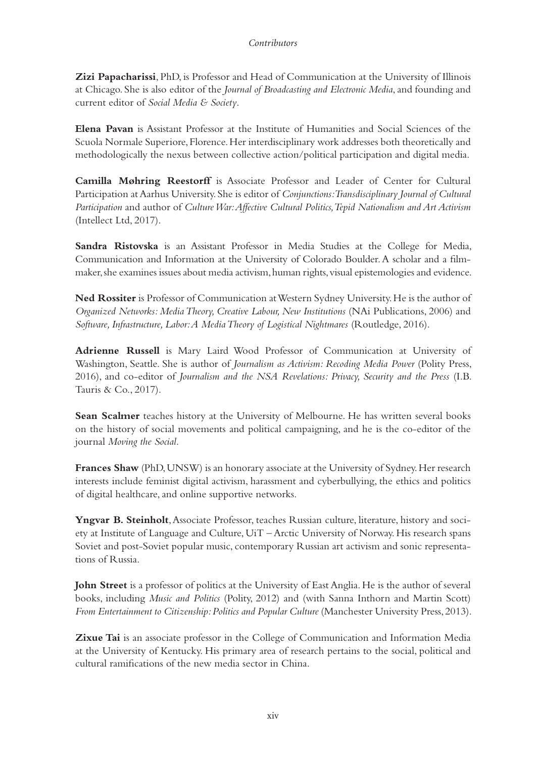**Zizi Papacharissi**, PhD, is Professor and Head of Communication at the University of Illinois at Chicago. She is also editor of the *Journal of Broadcasting and Electronic Media*, and founding and current editor of *Social Media & Society*.

**Elena Pavan** is Assistant Professor at the Institute of Humanities and Social Sciences of the Scuola Normale Superiore, Florence. Her interdisciplinary work addresses both theoretically and methodologically the nexus between collective action/political participation and digital media.

**Camilla Møhring Reestorff** is Associate Professor and Leader of Center for Cultural Participation at Aarhus University. She is editor of *Conjunctions: Transdisciplinary Journal of Cultural Participation* and author of *Culture War: Affective Cultural Politics, Tepid Nationalism and Art Activism* (Intellect Ltd, 2017).

**Sandra Ristovska** is an Assistant Professor in Media Studies at the College for Media, Communication and Information at the University of Colorado Boulder. A scholar and a filmmaker, she examines issues about media activism, human rights, visual epistemologies and evidence.

**Ned Rossiter** is Professor of Communication at Western Sydney University. He is the author of *Organized Networks: Media Theory, Creative Labour, New Institutions* (NAi Publications, 2006) and *Software, Infrastructure, Labor: A Media Theory of Logistical Nightmares* (Routledge, 2016).

**Adrienne Russell** is Mary Laird Wood Professor of Communication at University of Washington, Seattle. She is author of *Journalism as Activism: Recoding Media Power* (Polity Press, 2016), and co-editor of *Journalism and the NSA Revelations: Privacy, Security and the Press* (I.B. Tauris & Co., 2017).

**Sean Scalmer** teaches history at the University of Melbourne. He has written several books on the history of social movements and political campaigning, and he is the co-editor of the journal *Moving the Social*.

**Frances Shaw** (PhD, UNSW) is an honorary associate at the University of Sydney. Her research interests include feminist digital activism, harassment and cyberbullying, the ethics and politics of digital healthcare, and online supportive networks.

**Yngvar B. Steinholt**, Associate Professor, teaches Russian culture, literature, history and society at Institute of Language and Culture, UiT – Arctic University of Norway. His research spans Soviet and post-Soviet popular music, contemporary Russian art activism and sonic representations of Russia.

**John Street** is a professor of politics at the University of East Anglia. He is the author of several books, including *Music and Politics* (Polity, 2012) and (with Sanna Inthorn and Martin Scott) *From Entertainment to Citizenship: Politics and Popular Culture* (Manchester University Press, 2013).

**Zixue Tai** is an associate professor in the College of Communication and Information Media at the University of Kentucky. His primary area of research pertains to the social, political and cultural ramifications of the new media sector in China.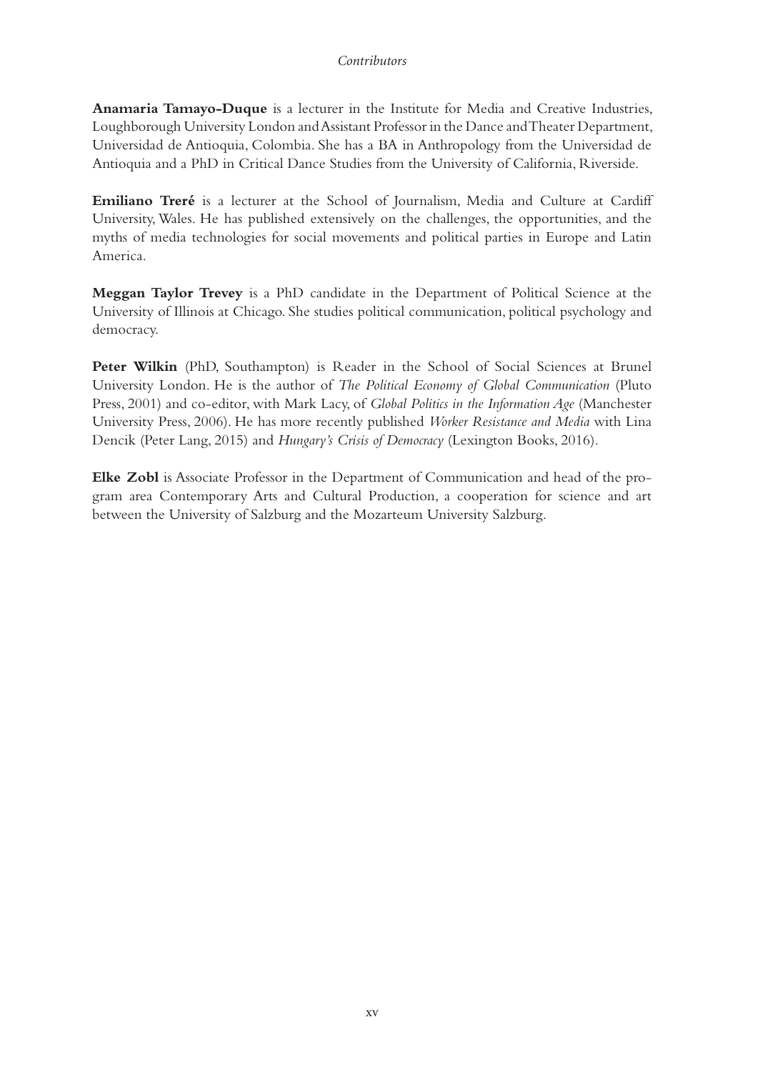**Anamaria Tamayo-Duque** is a lecturer in the Institute for Media and Creative Industries, Loughborough University London and Assistant Professor in the Dance and Theater Department, Universidad de Antioquia, Colombia. She has a BA in Anthropology from the Universidad de Antioquia and a PhD in Critical Dance Studies from the University of California, Riverside.

**Emiliano Treré** is a lecturer at the School of Journalism, Media and Culture at Cardiff University, Wales. He has published extensively on the challenges, the opportunities, and the myths of media technologies for social movements and political parties in Europe and Latin America.

**Meggan Taylor Trevey** is a PhD candidate in the Department of Political Science at the University of Illinois at Chicago. She studies political communication, political psychology and democracy.

**Peter Wilkin** (PhD, Southampton) is Reader in the School of Social Sciences at Brunel University London. He is the author of *The Political Economy of Global Communication* (Pluto Press, 2001) and co-editor, with Mark Lacy, of *Global Politics in the Information Age* (Manchester University Press, 2006). He has more recently published *Worker Resistance and Media* with Lina Dencik (Peter Lang, 2015) and *Hungary's Crisis of Democracy* (Lexington Books, 2016).

**Elke Zobl** is Associate Professor in the Department of Communication and head of the program area Contemporary Arts and Cultural Production, a cooperation for science and art between the University of Salzburg and the Mozarteum University Salzburg.